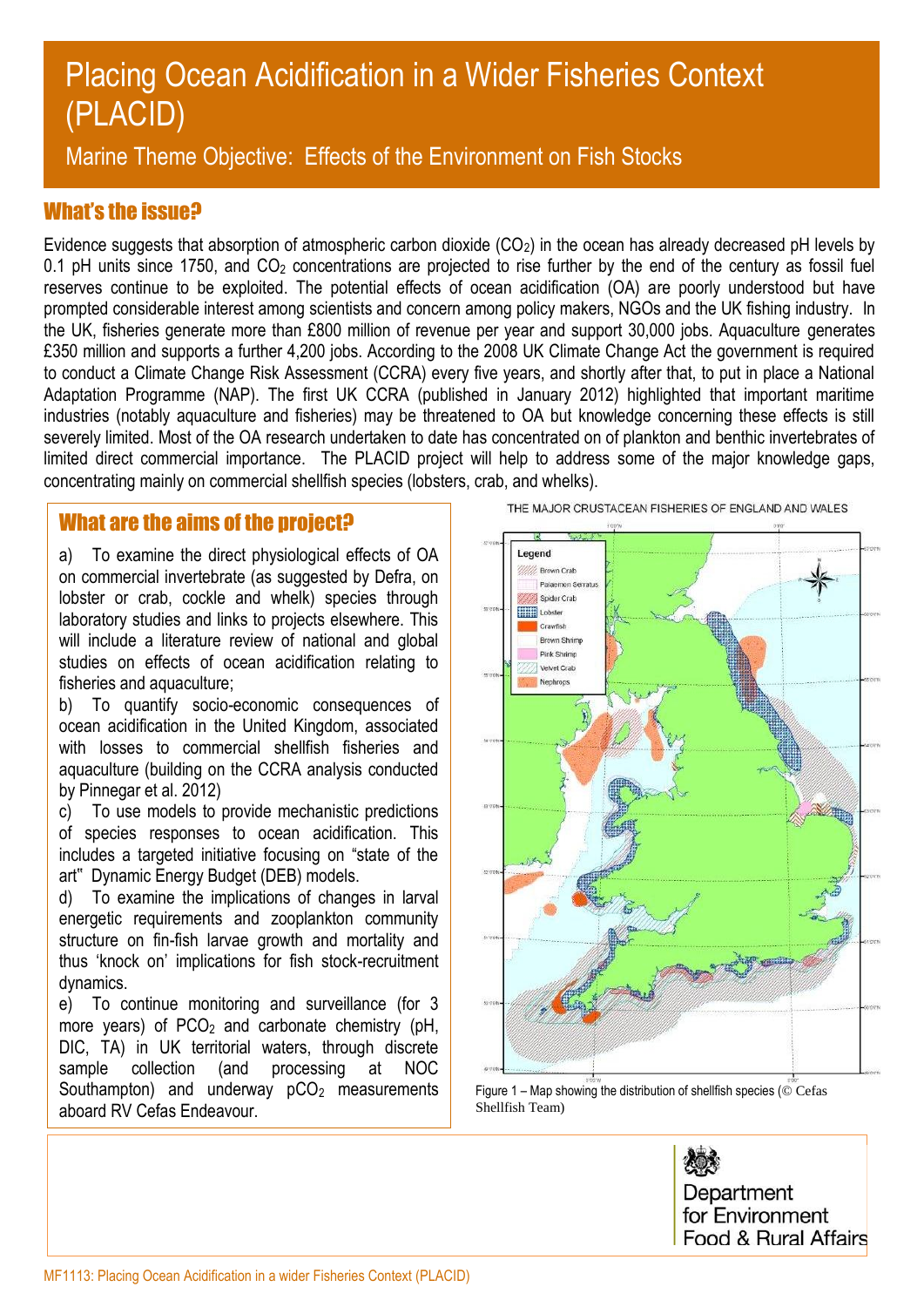# Placing Ocean Acidification in a Wider Fisheries Context (PLACID)

## Marine Theme Objective: Effects of the Environment on Fish Stocks

## What's the issue?

Evidence suggests that absorption of atmospheric carbon dioxide ($CO_2$) in the ocean has already decreased pH levels by 0.1 pH units since 1750, and $CO_2$ concentrations are projected to rise further by the end of the century as fossil fuel reserves continue to be exploited. The potential effects of ocean acidification (OA) are poorly understood but have prompted considerable interest among scientists and concern among policy makers, NGOs and the UK fishing industry. In the UK, fisheries generate more than £800 million of revenue per year and support 30,000 jobs. Aquaculture generates £350 million and supports a further 4,200 jobs. According to the 2008 UK Climate Change Act the government is required to conduct a Climate Change Risk Assessment (CCRA) every five years, and shortly after that, to put in place a National Adaptation Programme (NAP). The first UK CCRA (published in January 2012) highlighted that important maritime industries (notably aquaculture and fisheries) may be threatened to OA but knowledge concerning these effects is still severely limited. Most of the OA research undertaken to date has concentrated on of plankton and benthic invertebrates of limited direct commercial importance. The PLACID project will help to address some of the major knowledge gaps, concentrating mainly on commercial shellfish species (lobsters, crab, and whelks).

## What are the aims of the project?

a) To examine the direct physiological effects of OA on commercial invertebrate (as suggested by Defra, on lobster or crab, cockle and whelk) species through laboratory studies and links to projects elsewhere. This will include a literature review of national and global studies on effects of ocean acidification relating to fisheries and aquaculture;

b) To quantify socio-economic consequences of ocean acidification in the United Kingdom, associated with losses to commercial shellfish fisheries and aquaculture (building on the CCRA analysis conducted by Pinnegar et al. 2012)

c) To use models to provide mechanistic predictions of species responses to ocean acidification. This includes a targeted initiative focusing on "state of the art" Dynamic Energy Budget (DEB) models.

d) To examine the implications of changes in larval energetic requirements and zooplankton community structure on fin-fish larvae growth and mortality and thus 'knock on' implications for fish stock-recruitment dynamics.

e) To continue monitoring and surveillance (for 3 more years) of $PCO_2$ and carbonate chemistry (pH, DIC, TA) in UK territorial waters, through discrete sample collection (and processing at NOC Southampton) and underway $pCO_2$ measurements aboard RV Cefas Endeavour.

THE MAJOR CRUSTACEAN FISHERIES OF ENGLAND AND WALES

Figure 1 – Map showing the distribution of shellfish species (© Cefas Shellfish Team)

Department for Environment Food & Rural Affairs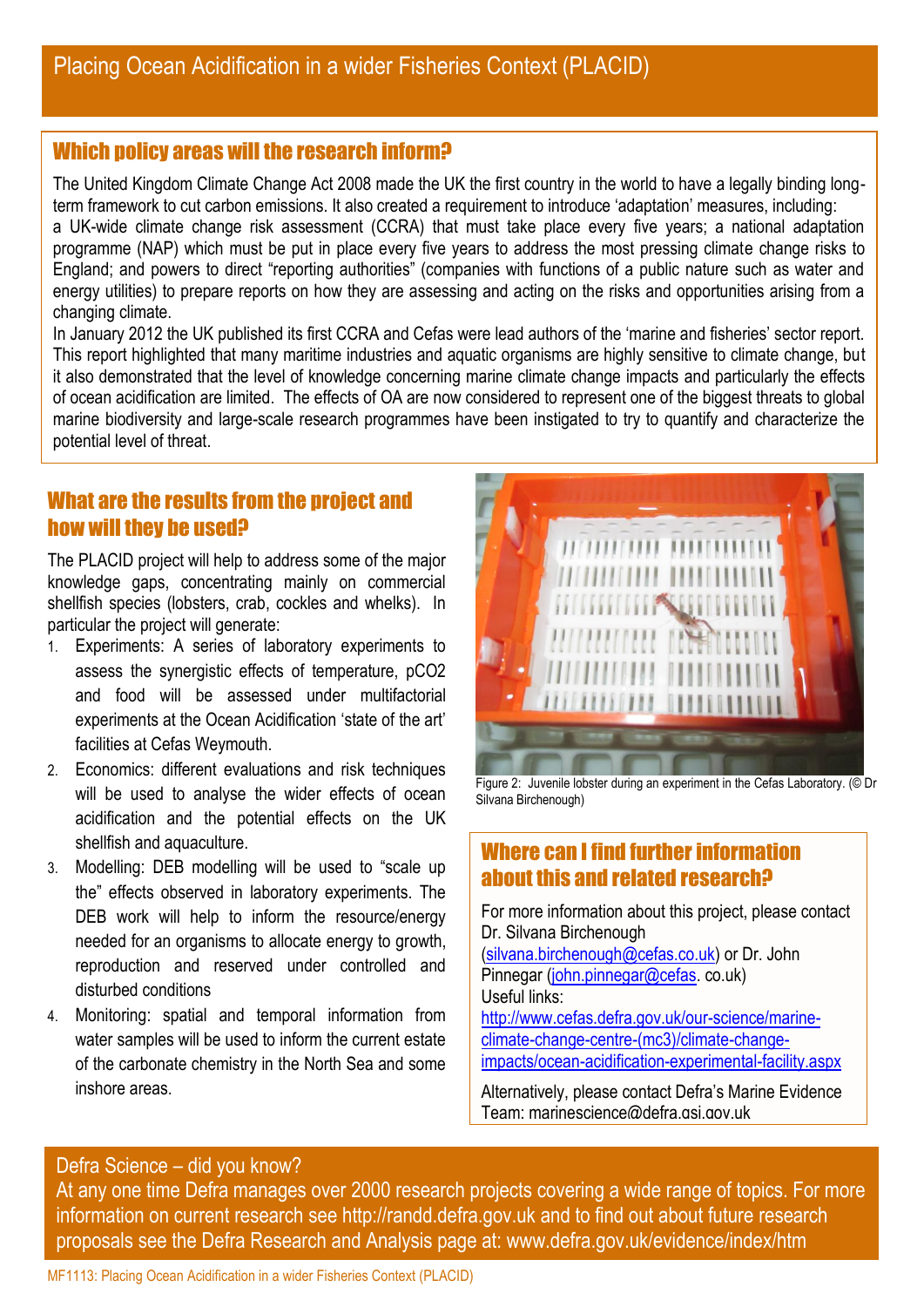# Placing Ocean Acidification in a wider Fisheries Context (PLACID)

## Which policy areas will the research inform?

The United Kingdom Climate Change Act 2008 made the UK the first country in the world to have a legally binding long-term framework to cut carbon emissions. It also created a requirement to introduce 'adaptation' measures, including: a UK-wide climate change risk assessment (CCRA) that must take place every five years; a national adaptation programme (NAP) which must be put in place every five years to address the most pressing climate change risks to England; and powers to direct "reporting authorities" (companies with functions of a public nature such as water and energy utilities) to prepare reports on how they are assessing and acting on the risks and opportunities arising from a changing climate.

In January 2012 the UK published its first CCRA and Cefas were lead authors of the 'marine and fisheries' sector report. This report highlighted that many maritime industries and aquatic organisms are highly sensitive to climate change, but it also demonstrated that the level of knowledge concerning marine climate change impacts and particularly the effects of ocean acidification are limited. The effects of OA are now considered to represent one of the biggest threats to global marine biodiversity and large-scale research programmes have been instigated to try to quantify and characterize the potential level of threat.

## What are the results from the project and how will they be used?

The PLACID project will help to address some of the major knowledge gaps, concentrating mainly on commercial shellfish species (lobsters, crab, cockles and whelks). In particular the project will generate:

1. Experiments: A series of laboratory experiments to assess the synergistic effects of temperature, pCO2 and food will be assessed under multifactorial experiments at the Ocean Acidification 'state of the art' facilities at Cefas Weymouth.
2. Economics: different evaluations and risk techniques will be used to analyse the wider effects of ocean acidification and the potential effects on the UK shellfish and aquaculture.
3. Modelling: DEB modelling will be used to "scale up the" effects observed in laboratory experiments. The DEB work will help to inform the resource/energy needed for an organisms to allocate energy to growth, reproduction and reserved under controlled and disturbed conditions
4. Monitoring: spatial and temporal information from water samples will be used to inform the current estate of the carbonate chemistry in the North Sea and some inshore areas.

Figure 2: Juvenile lobster during an experiment in the Cefas Laboratory. (© Dr Silvana Birchenough)

## Where can I find further information about this and related research?

For more information about this project, please contact Dr. Silvana Birchenough (silvana.birchenough@cefas.co.uk) or Dr. John Pinnegar (john.pinnegar@cefas. co.uk)

Useful links:
http://www.cefas.defra.gov.uk/our-science/marine-climate-change-centre-(mc3)/climate-change-impacts/ocean-acidification-experimental-facility.aspx

Alternatively, please contact Defra's Marine Evidence Team: marinescience@defra.gsi.gov.uk

Defra Science – did you know?

At any one time Defra manages over 2000 research projects covering a wide range of topics. For more information on current research see http://randd.defra.gov.uk and to find out about future research proposals see the Defra Research and Analysis page at: www.defra.gov.uk/evidence/index/htm

MF1113: Placing Ocean Acidification in a wider Fisheries Context (PLACID)